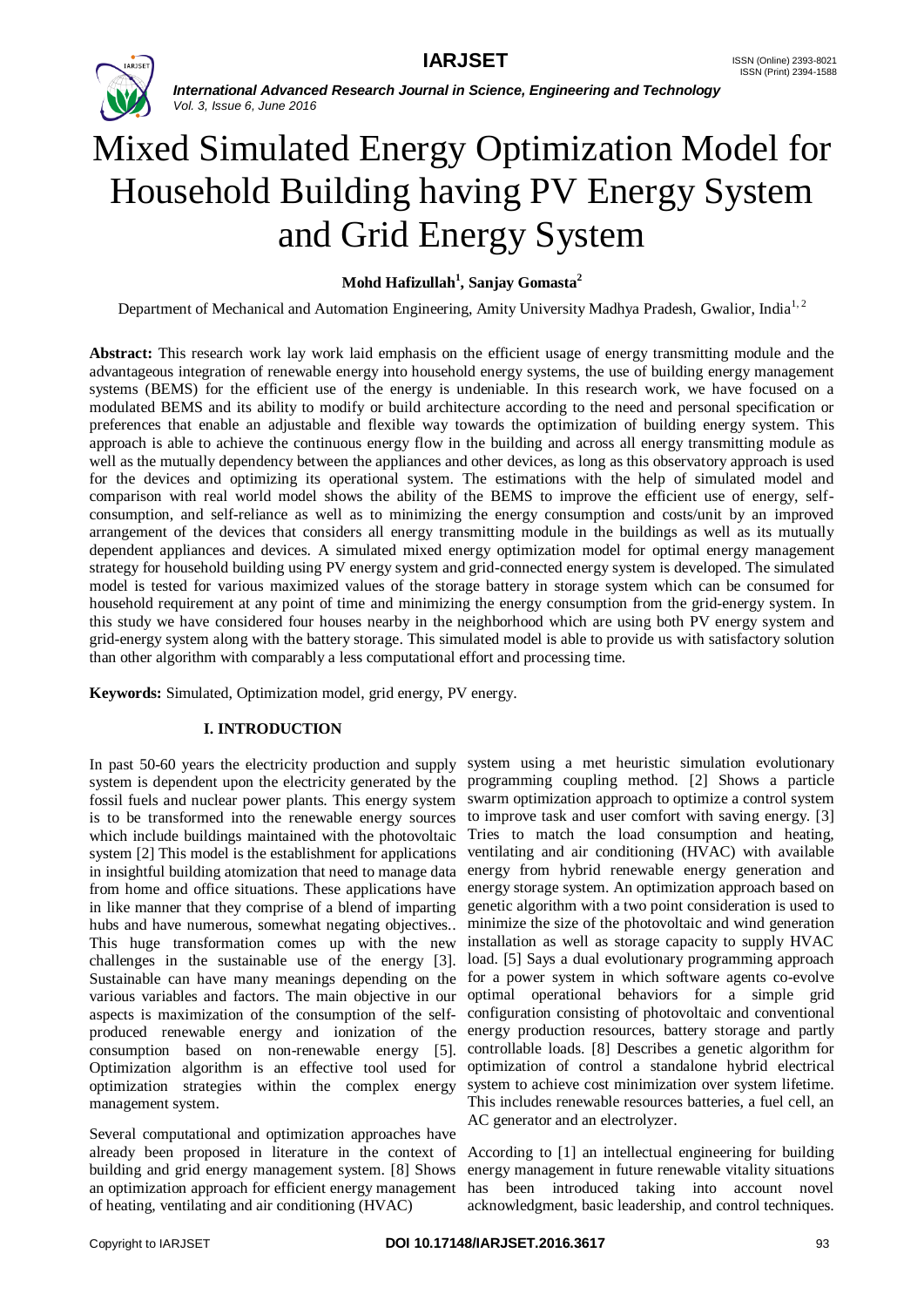# Mixed Simulated Energy Optimization Model for Household Building having PV Energy System and Grid Energy System

**Mohd Hafizullah[1], Sanjay Gomasta[2]**

Department of Mechanical and Automation Engineering, Amity University Madhya Pradesh, Gwalior, India[1, 2]

**Abstract:** This research work lay work laid emphasis on the efficient usage of energy transmitting module and the advantageous integration of renewable energy into household energy systems, the use of building energy management systems (BEMS) for the efficient use of the energy is undeniable. In this research work, we have focused on a modulated BEMS and its ability to modify or build architecture according to the need and personal specification or preferences that enable an adjustable and flexible way towards the optimization of building energy system. This approach is able to achieve the continuous energy flow in the building and across all energy transmitting module as well as the mutually dependency between the appliances and other devices, as long as this observatory approach is used for the devices and optimizing its operational system. The estimations with the help of simulated model and comparison with real world model shows the ability of the BEMS to improve the efficient use of energy, self-consumption, and self-reliance as well as to minimizing the energy consumption and costs/unit by an improved arrangement of the devices that considers all energy transmitting module in the buildings as well as its mutually dependent appliances and devices. A simulated mixed energy optimization model for optimal energy management strategy for household building using PV energy system and grid-connected energy system is developed. The simulated model is tested for various maximized values of the storage battery in storage system which can be consumed for household requirement at any point of time and minimizing the energy consumption from the grid-energy system. In this study we have considered four houses nearby in the neighborhood which are using both PV energy system and grid-energy system along with the battery storage. This simulated model is able to provide us with satisfactory solution than other algorithm with comparably a less computational effort and processing time.

**Keywords:** Simulated, Optimization model, grid energy, PV energy.

## I. INTRODUCTION

In past 50-60 years the electricity production and supply system is dependent upon the electricity generated by the fossil fuels and nuclear power plants. This energy system is to be transformed into the renewable energy sources which include buildings maintained with the photovoltaic system [2] This model is the establishment for applications in insightful building atomization that need to manage data from home and office situations. These applications have in like manner that they comprise of a blend of imparting hubs and have numerous, somewhat negating objectives.. This huge transformation comes up with the new challenges in the sustainable use of the energy [3]. Sustainable can have many meanings depending on the various variables and factors. The main objective in our aspects is maximization of the consumption of the self-produced renewable energy and ionization of the consumption based on non-renewable energy [5]. Optimization algorithm is an effective tool used for optimization strategies within the complex energy management system.

Several computational and optimization approaches have already been proposed in literature in the context of building and grid energy management system. [8] Shows an optimization approach for efficient energy management of heating, ventilating and air conditioning (HVAC) system using a met heuristic simulation evolutionary programming coupling method. [2] Shows a particle swarm optimization approach to optimize a control system to improve task and user comfort with saving energy. [3] Tries to match the load consumption and heating, ventilating and air conditioning (HVAC) with available energy from hybrid renewable energy generation and energy storage system. An optimization approach based on genetic algorithm with a two point consideration is used to minimize the size of the photovoltaic and wind generation installation as well as storage capacity to supply HVAC load. [5] Says a dual evolutionary programming approach for a power system in which software agents co-evolve optimal operational behaviors for a simple grid configuration consisting of photovoltaic and conventional energy production resources, battery storage and partly controllable loads. [8] Describes a genetic algorithm for optimization of control a standalone hybrid electrical system to achieve cost minimization over system lifetime. This includes renewable resources batteries, a fuel cell, an AC generator and an electrolyzer.

According to [1] an intellectual engineering for building energy management in future renewable vitality situations has been introduced taking into account novel acknowledgment, basic leadership, and control techniques.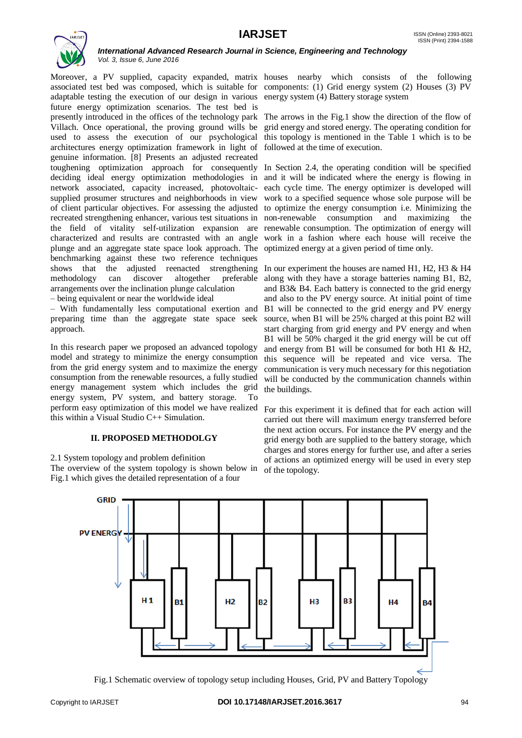Moreover, a PV supplied, capacity expanded, matrix associated test bed was composed, which is suitable for adaptable testing the execution of our design in various future energy optimization scenarios. The test bed is presently introduced in the offices of the technology park Villach. Once operational, the proving ground wills be used to assess the execution of our psychological architectures energy optimization framework in light of genuine information. [8] Presents an adjusted recreated toughening optimization approach for consequently deciding ideal energy optimization methodologies in network associated, capacity increased, photovoltaic-supplied prosumer structures and neighborhoods in view of client particular objectives. For assessing the adjusted recreated strengthening enhancer, various test situations in the field of vitality self-utilization expansion are characterized and results are contrasted with an angle plunge and an aggregate state space look approach. The benchmarking against these two reference techniques shows that the adjusted reenacted strengthening methodology can discover altogether preferable arrangements over the inclination plunge calculation

– being equivalent or near the worldwide ideal

– With fundamentally less computational exertion and preparing time than the aggregate state space seek approach.

In this research paper we proposed an advanced topology model and strategy to minimize the energy consumption from the grid energy system and to maximize the energy consumption from the renewable resources, a fully studied energy management system which includes the grid energy system, PV system, and battery storage. To perform easy optimization of this model we have realized this within a Visual Studio C++ Simulation.

## II. PROPOSED METHODOLGY

2.1 System topology and problem definition

The overview of the system topology is shown below in Fig.1 which gives the detailed representation of a four houses nearby which consists of the following components: (1) Grid energy system (2) Houses (3) PV energy system (4) Battery storage system

The arrows in the Fig.1 show the direction of the flow of grid energy and stored energy. The operating condition for this topology is mentioned in the Table 1 which is to be followed at the time of execution.

In Section 2.4, the operating condition will be specified and it will be indicated where the energy is flowing in each cycle time. The energy optimizer is developed will work to a specified sequence whose sole purpose will be to optimize the energy consumption i.e. Minimizing the non-renewable consumption and maximizing the renewable consumption. The optimization of energy will work in a fashion where each house will receive the optimized energy at a given period of time only.

In our experiment the houses are named H1, H2, H3 & H4 along with they have a storage batteries naming B1, B2, and B3& B4. Each battery is connected to the grid energy and also to the PV energy source. At initial point of time B1 will be connected to the grid energy and PV energy source, when B1 will be 25% charged at this point B2 will start charging from grid energy and PV energy and when B1 will be 50% charged it the grid energy will be cut off and energy from B1 will be consumed for both H1 & H2, this sequence will be repeated and vice versa. The communication is very much necessary for this negotiation will be conducted by the communication channels within the buildings.

For this experiment it is defined that for each action will carried out there will maximum energy transferred before the next action occurs. For instance the PV energy and the grid energy both are supplied to the battery storage, which charges and stores energy for further use, and after a series of actions an optimized energy will be used in every step of the topology.

Fig.1 Schematic overview of topology setup including Houses, Grid, PV and Battery Topology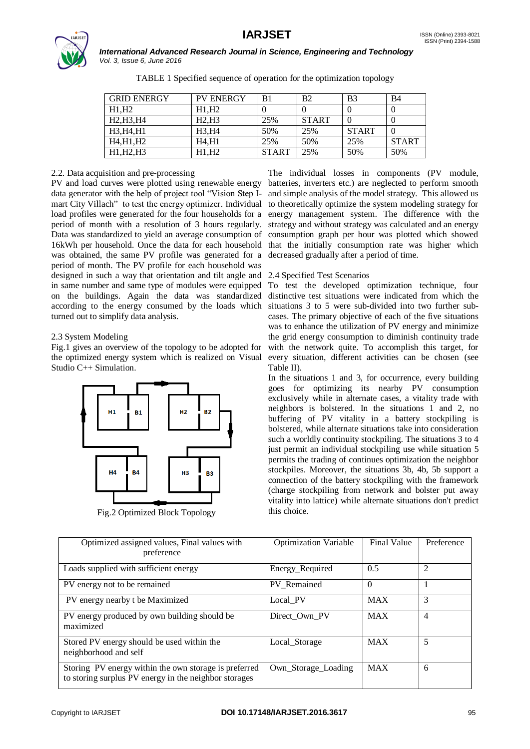TABLE 1 Specified sequence of operation for the optimization topology

| GRID ENERGY | PV ENERGY | B1 | B2 | B3 | B4 |
|---|---|---|---|---|---|
| H1,H2 | H1,H2 | 0 | 0 | 0 | 0 |
| H2,H3,H4 | H2,H3 | 25% | START | 0 | 0 |
| H3,H4,H1 | H3,H4 | 50% | 25% | START | 0 |
| H4,H1,H2 | H4,H1 | 25% | 50% | 25% | START |
| H1,H2,H3 | H1,H2 | START | 25% | 50% | 50% |

2.2. Data acquisition and pre-processing

PV and load curves were plotted using renewable energy data generator with the help of project tool "Vision Step I-mart City Villach" to test the energy optimizer. Individual load profiles were generated for the four households for a period of month with a resolution of 3 hours regularly. Data was standardized to yield an average consumption of 16kWh per household. Once the data for each household was obtained, the same PV profile was generated for a period of month. The PV profile for each household was designed in such a way that orientation and tilt angle and in same number and same type of modules were equipped on the buildings. Again the data was standardized according to the energy consumed by the loads which turned out to simplify data analysis.

2.3 System Modeling

Fig.1 gives an overview of the topology to be adopted for the optimized energy system which is realized on Visual Studio C++ Simulation.

Fig.2 Optimized Block Topology

The individual losses in components (PV module, batteries, inverters etc.) are neglected to perform smooth and simple analysis of the model strategy. This allowed us to theoretically optimize the system modeling strategy for energy management system. The difference with the strategy and without strategy was calculated and an energy consumption graph per hour was plotted which showed that the initially consumption rate was higher which decreased gradually after a period of time.

2.4 Specified Test Scenarios

To test the developed optimization technique, four distinctive test situations were indicated from which the situations 3 to 5 were sub-divided into two further sub-cases. The primary objective of each of the five situations was to enhance the utilization of PV energy and minimize the grid energy consumption to diminish continuity trade with the network quite. To accomplish this target, for every situation, different activities can be chosen (see Table II).

In the situations 1 and 3, for occurrence, every building goes for optimizing its nearby PV consumption exclusively while in alternate cases, a vitality trade with neighbors is bolstered. In the situations 1 and 2, no buffering of PV vitality in a battery stockpiling is bolstered, while alternate situations take into consideration such a worldly continuity stockpiling. The situations 3 to 4 just permit an individual stockpiling use while situation 5 permits the trading of continues optimization the neighbor stockpiles. Moreover, the situations 3b, 4b, 5b support a connection of the battery stockpiling with the framework (charge stockpiling from network and bolster put away vitality into lattice) while alternate situations don't predict this choice.

| Optimized assigned values, Final values with preference | Optimization Variable | Final Value | Preference |
|---|---|---|---|
| Loads supplied with sufficient energy | Energy_Required | 0.5 | 2 |
| PV energy not to be remained | PV_Remained | 0 | 1 |
| PV energy nearby t be Maximized | Local_PV | MAX | 3 |
| PV energy produced by own building should be maximized | Direct_Own_PV | MAX | 4 |
| Stored PV energy should be used within the neighborhood and self | Local_Storage | MAX | 5 |
| Storing PV energy within the own storage is preferred to storing surplus PV energy in the neighbor storages | Own_Storage_Loading | MAX | 6 |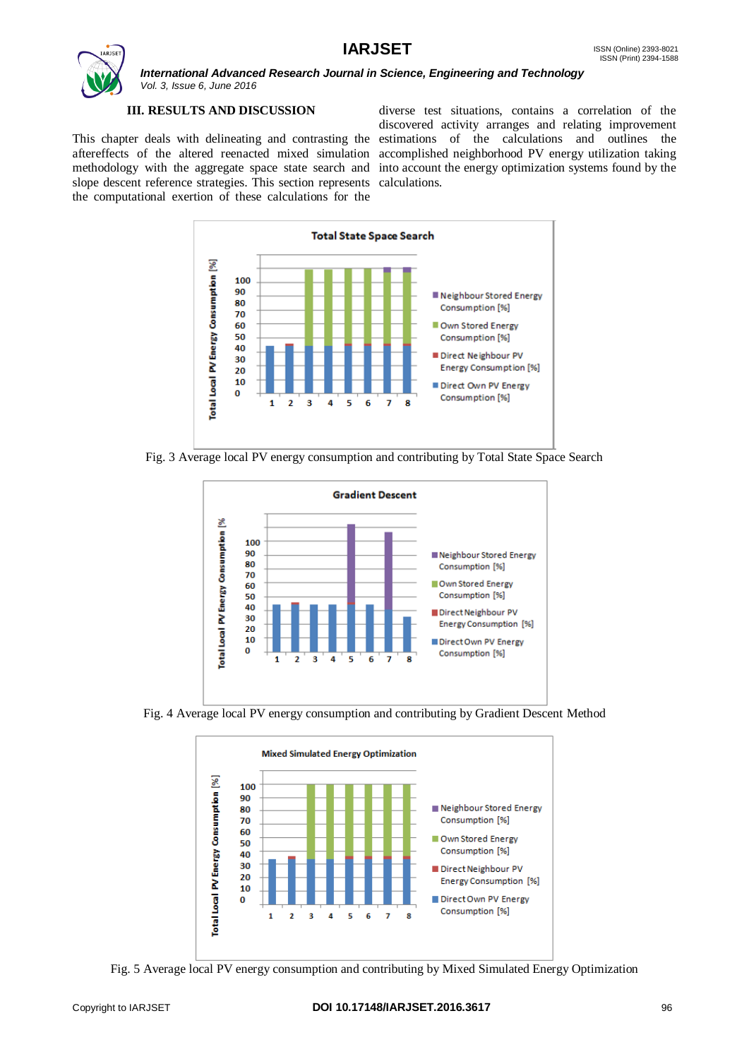### III. RESULTS AND DISCUSSION

This chapter deals with delineating and contrasting the aftereffects of the altered reenacted mixed simulation methodology with the aggregate space state search and slope descent reference strategies. This section represents the computational exertion of these calculations for the diverse test situations, contains a correlation of the discovered activity arranges and relating improvement estimations of the calculations and outlines the accomplished neighborhood PV energy utilization taking into account the energy optimization systems found by the calculations.

Fig. 3 Average local PV energy consumption and contributing by Total State Space Search

Fig. 4 Average local PV energy consumption and contributing by Gradient Descent Method

Fig. 5 Average local PV energy consumption and contributing by Mixed Simulated Energy Optimization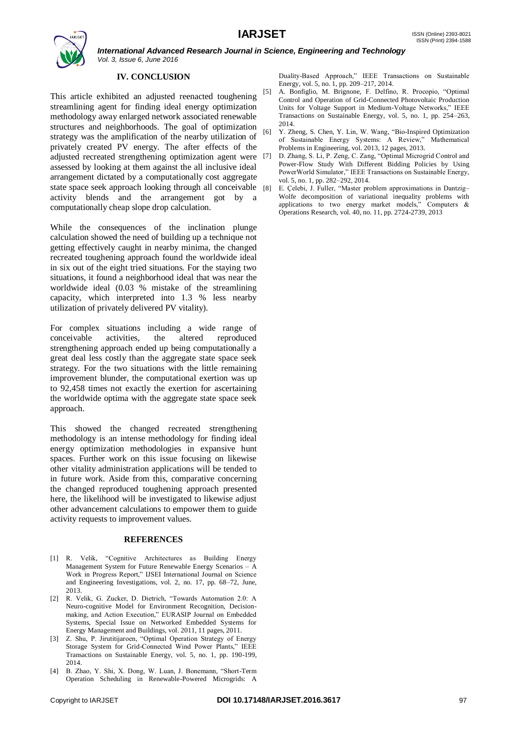## IV. CONCLUSION

This article exhibited an adjusted reenacted toughening streamlining agent for finding ideal energy optimization methodology away enlarged network associated renewable structures and neighborhoods. The goal of optimization strategy was the amplification of the nearby utilization of privately created PV energy. The after effects of the adjusted recreated strengthening optimization agent were assessed by looking at them against the all inclusive ideal arrangement dictated by a computationally cost aggregate state space seek approach looking through all conceivable activity blends and the arrangement got by a computationally cheap slope drop calculation.

While the consequences of the inclination plunge calculation showed the need of building up a technique not getting effectively caught in nearby minima, the changed recreated toughening approach found the worldwide ideal in six out of the eight tried situations. For the staying two situations, it found a neighborhood ideal that was near the worldwide ideal (0.03 % mistake of the streamlining capacity, which interpreted into 1.3 % less nearby utilization of privately delivered PV vitality).

For complex situations including a wide range of conceivable activities, the altered reproduced strengthening approach ended up being computationally a great deal less costly than the aggregate state space seek strategy. For the two situations with the little remaining improvement blunder, the computational exertion was up to 92,458 times not exactly the exertion for ascertaining the worldwide optima with the aggregate state space seek approach.

This showed the changed recreated strengthening methodology is an intense methodology for finding ideal energy optimization methodologies in expansive hunt spaces. Further work on this issue focusing on likewise other vitality administration applications will be tended to in future work. Aside from this, comparative concerning the changed reproduced toughening approach presented here, the likelihood will be investigated to likewise adjust other advancement calculations to empower them to guide activity requests to improvement values.

## REFERENCES

[1] R. Velik, "Cognitive Architectures as Building Energy Management System for Future Renewable Energy Scenarios – A Work in Progress Report," IJSEI International Journal on Science and Engineering Investigations, vol. 2, no. 17, pp. 68–72, June, 2013.

[2] R. Velik, G. Zucker, D. Dietrich, "Towards Automation 2.0: A Neuro-cognitive Model for Environment Recognition, Decision-making, and Action Execution," EURASIP Journal on Embedded Systems, Special Issue on Networked Embedded Systems for Energy Management and Buildings, vol. 2011, 11 pages, 2011.

[3] Z. Shu, P. Jirutitijaroen, "Optimal Operation Strategy of Energy Storage System for Grid-Connected Wind Power Plants," IEEE Transactions on Sustainable Energy, vol. 5, no. 1, pp. 190-199, 2014.

[4] B. Zhao, Y. Shi, X. Dong, W. Luan, J. Bonemann, "Short-Term Operation Scheduling in Renewable-Powered Microgrids: A Duality-Based Approach," IEEE Transactions on Sustainable Energy, vol. 5, no. 1, pp. 209–217, 2014.

[5] A. Bonfiglio, M. Brignone, F. Delfino, R. Procopio, "Optimal Control and Operation of Grid-Connected Photovoltaic Production Units for Voltage Support in Medium-Voltage Networks," IEEE Transactions on Sustainable Energy, vol. 5, no. 1, pp. 254–263, 2014.

[6] Y. Zheng, S. Chen, Y. Lin, W. Wang, "Bio-Inspired Optimization of Sustainable Energy Systems: A Review," Mathematical Problems in Engineering, vol. 2013, 12 pages, 2013.

[7] D. Zhang, S. Li, P. Zeng, C. Zang, "Optimal Microgrid Control and Power-Flow Study With Different Bidding Policies by Using PowerWorld Simulator," IEEE Transactions on Sustainable Energy, vol. 5, no. 1, pp. 282–292, 2014.

[8] E. Çelebi, J. Fuller, "Master problem approximations in Dantzig–Wolfe decomposition of variational inequality problems with applications to two energy market models," Computers & Operations Research, vol. 40, no. 11, pp. 2724-2739, 2013